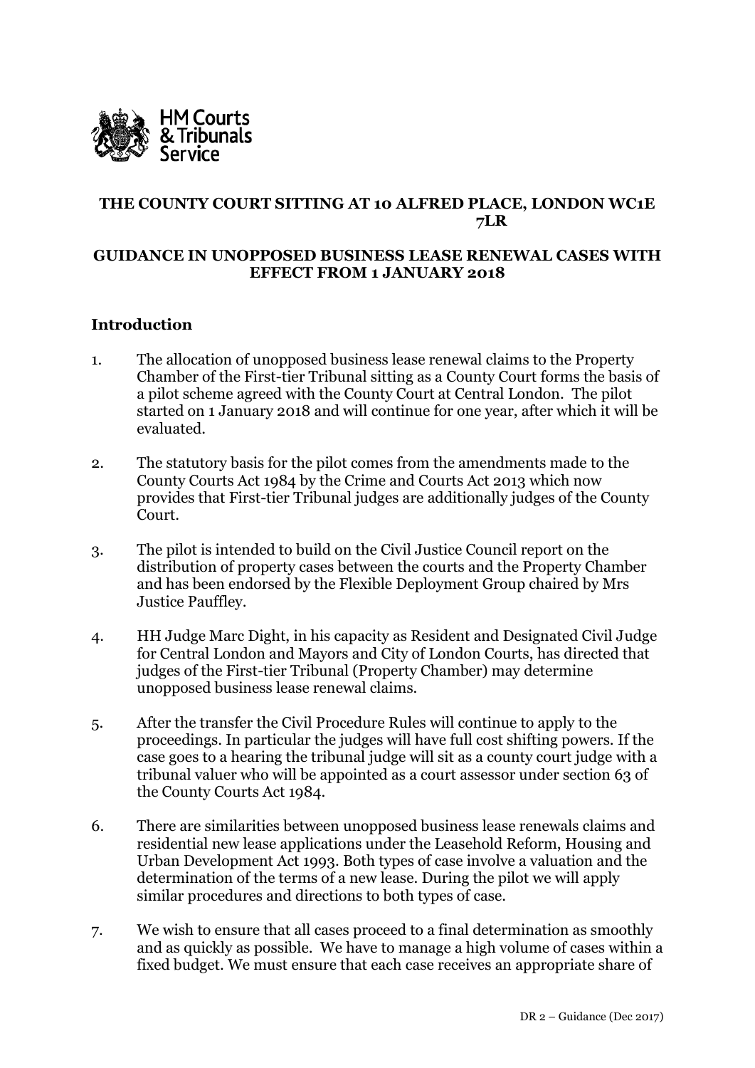HM Courts & Tribunals Service

## THE COUNTY COURT SITTING AT 10 ALFRED PLACE, LONDON WC1E 7LR

## GUIDANCE IN UNOPPOSED BUSINESS LEASE RENEWAL CASES WITH EFFECT FROM 1 JANUARY 2018

### Introduction

1. The allocation of unopposed business lease renewal claims to the Property Chamber of the First-tier Tribunal sitting as a County Court forms the basis of a pilot scheme agreed with the County Court at Central London. The pilot started on 1 January 2018 and will continue for one year, after which it will be evaluated.

2. The statutory basis for the pilot comes from the amendments made to the County Courts Act 1984 by the Crime and Courts Act 2013 which now provides that First-tier Tribunal judges are additionally judges of the County Court.

3. The pilot is intended to build on the Civil Justice Council report on the distribution of property cases between the courts and the Property Chamber and has been endorsed by the Flexible Deployment Group chaired by Mrs Justice Pauffley.

4. HH Judge Marc Dight, in his capacity as Resident and Designated Civil Judge for Central London and Mayors and City of London Courts, has directed that judges of the First-tier Tribunal (Property Chamber) may determine unopposed business lease renewal claims.

5. After the transfer the Civil Procedure Rules will continue to apply to the proceedings. In particular the judges will have full cost shifting powers. If the case goes to a hearing the tribunal judge will sit as a county court judge with a tribunal valuer who will be appointed as a court assessor under section 63 of the County Courts Act 1984.

6. There are similarities between unopposed business lease renewals claims and residential new lease applications under the Leasehold Reform, Housing and Urban Development Act 1993. Both types of case involve a valuation and the determination of the terms of a new lease. During the pilot we will apply similar procedures and directions to both types of case.

7. We wish to ensure that all cases proceed to a final determination as smoothly and as quickly as possible. We have to manage a high volume of cases within a fixed budget. We must ensure that each case receives an appropriate share of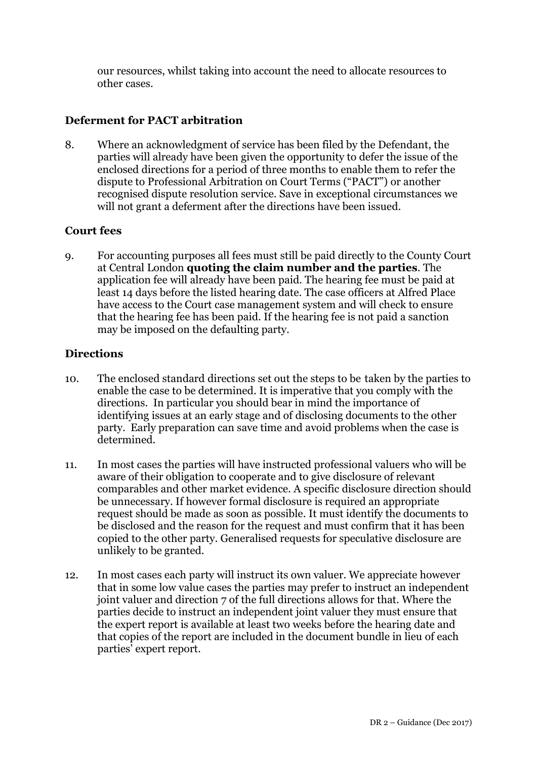our resources, whilst taking into account the need to allocate resources to other cases.

### Deferment for PACT arbitration

8. Where an acknowledgment of service has been filed by the Defendant, the parties will already have been given the opportunity to defer the issue of the enclosed directions for a period of three months to enable them to refer the dispute to Professional Arbitration on Court Terms ("PACT") or another recognised dispute resolution service. Save in exceptional circumstances we will not grant a deferment after the directions have been issued.

### Court fees

9. For accounting purposes all fees must still be paid directly to the County Court at Central London **quoting the claim number and the parties**. The application fee will already have been paid. The hearing fee must be paid at least 14 days before the listed hearing date. The case officers at Alfred Place have access to the Court case management system and will check to ensure that the hearing fee has been paid. If the hearing fee is not paid a sanction may be imposed on the defaulting party.

### Directions

10. The enclosed standard directions set out the steps to be taken by the parties to enable the case to be determined. It is imperative that you comply with the directions. In particular you should bear in mind the importance of identifying issues at an early stage and of disclosing documents to the other party. Early preparation can save time and avoid problems when the case is determined.

11. In most cases the parties will have instructed professional valuers who will be aware of their obligation to cooperate and to give disclosure of relevant comparables and other market evidence. A specific disclosure direction should be unnecessary. If however formal disclosure is required an appropriate request should be made as soon as possible. It must identify the documents to be disclosed and the reason for the request and must confirm that it has been copied to the other party. Generalised requests for speculative disclosure are unlikely to be granted.

12. In most cases each party will instruct its own valuer. We appreciate however that in some low value cases the parties may prefer to instruct an independent joint valuer and direction 7 of the full directions allows for that. Where the parties decide to instruct an independent joint valuer they must ensure that the expert report is available at least two weeks before the hearing date and that copies of the report are included in the document bundle in lieu of each parties' expert report.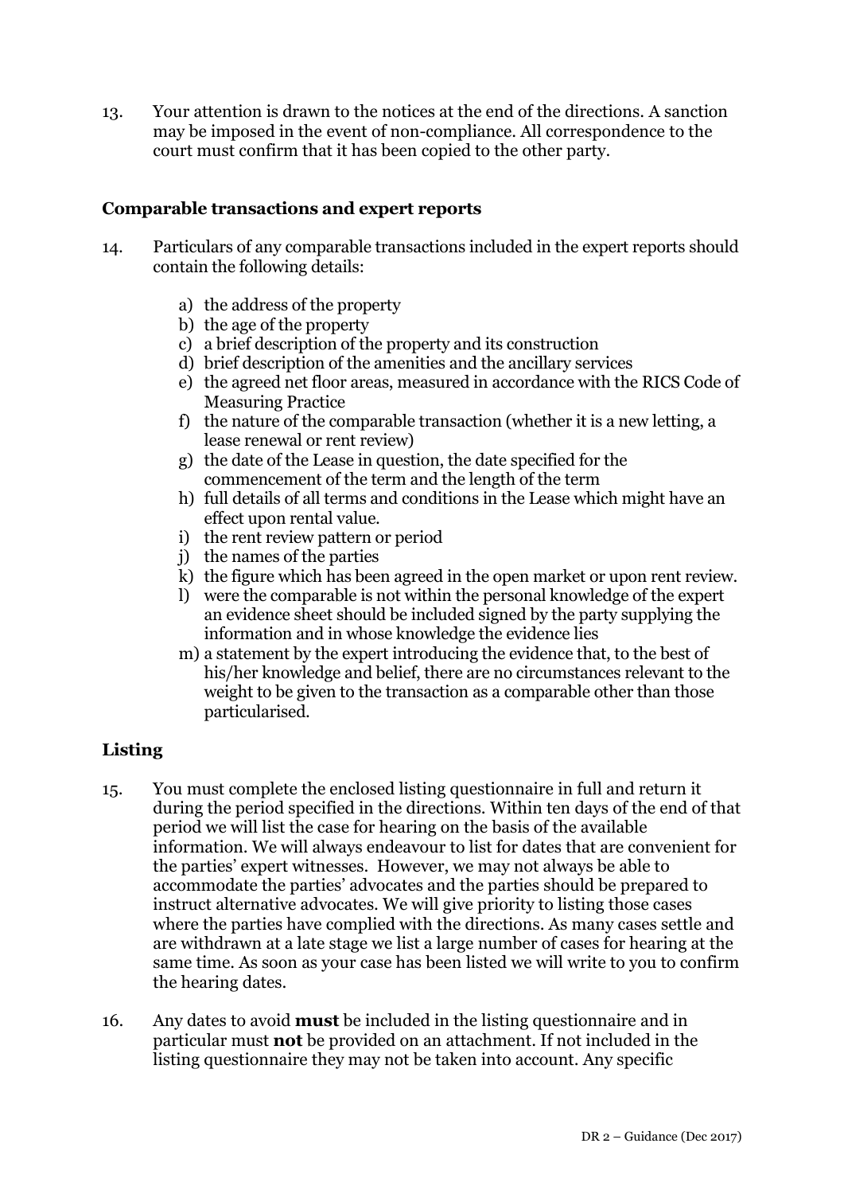13. Your attention is drawn to the notices at the end of the directions. A sanction may be imposed in the event of non-compliance. All correspondence to the court must confirm that it has been copied to the other party.

### Comparable transactions and expert reports

14. Particulars of any comparable transactions included in the expert reports should contain the following details:

    a) the address of the property
    b) the age of the property
    c) a brief description of the property and its construction
    d) brief description of the amenities and the ancillary services
    e) the agreed net floor areas, measured in accordance with the RICS Code of Measuring Practice
    f) the nature of the comparable transaction (whether it is a new letting, a lease renewal or rent review)
    g) the date of the Lease in question, the date specified for the commencement of the term and the length of the term
    h) full details of all terms and conditions in the Lease which might have an effect upon rental value.
    i) the rent review pattern or period
    j) the names of the parties
    k) the figure which has been agreed in the open market or upon rent review.
    l) were the comparable is not within the personal knowledge of the expert an evidence sheet should be included signed by the party supplying the information and in whose knowledge the evidence lies
    m) a statement by the expert introducing the evidence that, to the best of his/her knowledge and belief, there are no circumstances relevant to the weight to be given to the transaction as a comparable other than those particularised.

### Listing

15. You must complete the enclosed listing questionnaire in full and return it during the period specified in the directions. Within ten days of the end of that period we will list the case for hearing on the basis of the available information. We will always endeavour to list for dates that are convenient for the parties' expert witnesses. However, we may not always be able to accommodate the parties' advocates and the parties should be prepared to instruct alternative advocates. We will give priority to listing those cases where the parties have complied with the directions. As many cases settle and are withdrawn at a late stage we list a large number of cases for hearing at the same time. As soon as your case has been listed we will write to you to confirm the hearing dates.

16. Any dates to avoid **must** be included in the listing questionnaire and in particular must **not** be provided on an attachment. If not included in the listing questionnaire they may not be taken into account. Any specific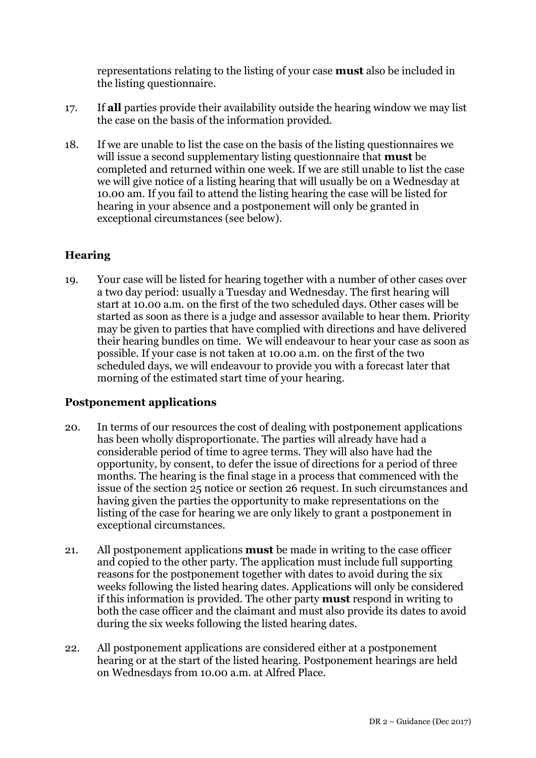representations relating to the listing of your case **must** also be included in the listing questionnaire.

17. If **all** parties provide their availability outside the hearing window we may list the case on the basis of the information provided.

18. If we are unable to list the case on the basis of the listing questionnaires we will issue a second supplementary listing questionnaire that **must** be completed and returned within one week. If we are still unable to list the case we will give notice of a listing hearing that will usually be on a Wednesday at 10.00 am. If you fail to attend the listing hearing the case will be listed for hearing in your absence and a postponement will only be granted in exceptional circumstances (see below).

## Hearing

19. Your case will be listed for hearing together with a number of other cases over a two day period: usually a Tuesday and Wednesday. The first hearing will start at 10.00 a.m. on the first of the two scheduled days. Other cases will be started as soon as there is a judge and assessor available to hear them. Priority may be given to parties that have complied with directions and have delivered their hearing bundles on time. We will endeavour to hear your case as soon as possible. If your case is not taken at 10.00 a.m. on the first of the two scheduled days, we will endeavour to provide you with a forecast later that morning of the estimated start time of your hearing.

## Postponement applications

20. In terms of our resources the cost of dealing with postponement applications has been wholly disproportionate. The parties will already have had a considerable period of time to agree terms. They will also have had the opportunity, by consent, to defer the issue of directions for a period of three months. The hearing is the final stage in a process that commenced with the issue of the section 25 notice or section 26 request. In such circumstances and having given the parties the opportunity to make representations on the listing of the case for hearing we are only likely to grant a postponement in exceptional circumstances.

21. All postponement applications **must** be made in writing to the case officer and copied to the other party. The application must include full supporting reasons for the postponement together with dates to avoid during the six weeks following the listed hearing dates. Applications will only be considered if this information is provided. The other party **must** respond in writing to both the case officer and the claimant and must also provide its dates to avoid during the six weeks following the listed hearing dates.

22. All postponement applications are considered either at a postponement hearing or at the start of the listed hearing. Postponement hearings are held on Wednesdays from 10.00 a.m. at Alfred Place.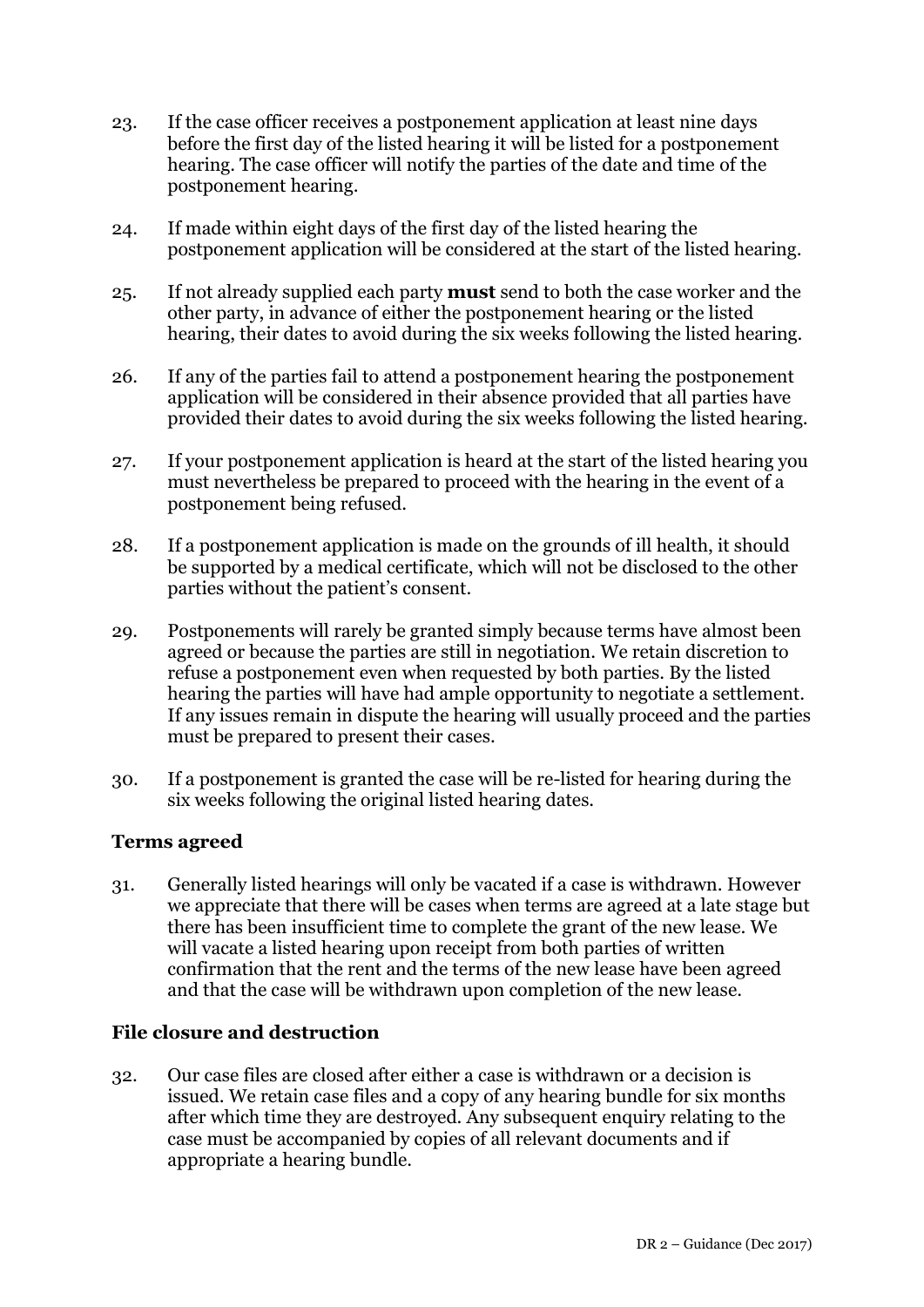23. If the case officer receives a postponement application at least nine days before the first day of the listed hearing it will be listed for a postponement hearing. The case officer will notify the parties of the date and time of the postponement hearing.

24. If made within eight days of the first day of the listed hearing the postponement application will be considered at the start of the listed hearing.

25. If not already supplied each party **must** send to both the case worker and the other party, in advance of either the postponement hearing or the listed hearing, their dates to avoid during the six weeks following the listed hearing.

26. If any of the parties fail to attend a postponement hearing the postponement application will be considered in their absence provided that all parties have provided their dates to avoid during the six weeks following the listed hearing.

27. If your postponement application is heard at the start of the listed hearing you must nevertheless be prepared to proceed with the hearing in the event of a postponement being refused.

28. If a postponement application is made on the grounds of ill health, it should be supported by a medical certificate, which will not be disclosed to the other parties without the patient's consent.

29. Postponements will rarely be granted simply because terms have almost been agreed or because the parties are still in negotiation. We retain discretion to refuse a postponement even when requested by both parties. By the listed hearing the parties will have had ample opportunity to negotiate a settlement. If any issues remain in dispute the hearing will usually proceed and the parties must be prepared to present their cases.

30. If a postponement is granted the case will be re-listed for hearing during the six weeks following the original listed hearing dates.

### Terms agreed

31. Generally listed hearings will only be vacated if a case is withdrawn. However we appreciate that there will be cases when terms are agreed at a late stage but there has been insufficient time to complete the grant of the new lease. We will vacate a listed hearing upon receipt from both parties of written confirmation that the rent and the terms of the new lease have been agreed and that the case will be withdrawn upon completion of the new lease.

### File closure and destruction

32. Our case files are closed after either a case is withdrawn or a decision is issued. We retain case files and a copy of any hearing bundle for six months after which time they are destroyed. Any subsequent enquiry relating to the case must be accompanied by copies of all relevant documents and if appropriate a hearing bundle.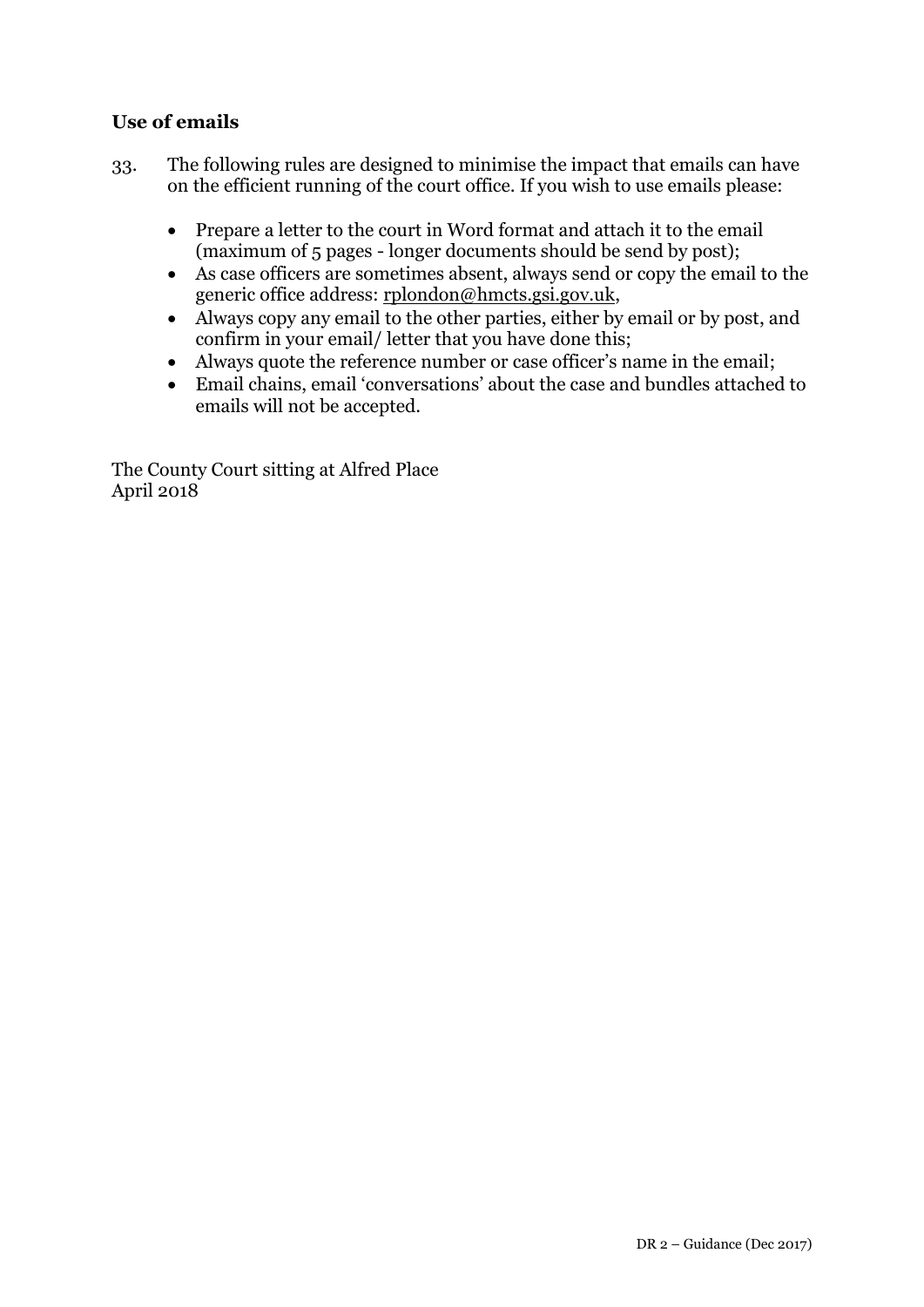### Use of emails

33. The following rules are designed to minimise the impact that emails can have on the efficient running of the court office. If you wish to use emails please:

    - Prepare a letter to the court in Word format and attach it to the email (maximum of 5 pages - longer documents should be send by post);
    - As case officers are sometimes absent, always send or copy the email to the generic office address: rplondon@hmcts.gsi.gov.uk,
    - Always copy any email to the other parties, either by email or by post, and confirm in your email/ letter that you have done this;
    - Always quote the reference number or case officer's name in the email;
    - Email chains, email 'conversations' about the case and bundles attached to emails will not be accepted.

The County Court sitting at Alfred Place
April 2018